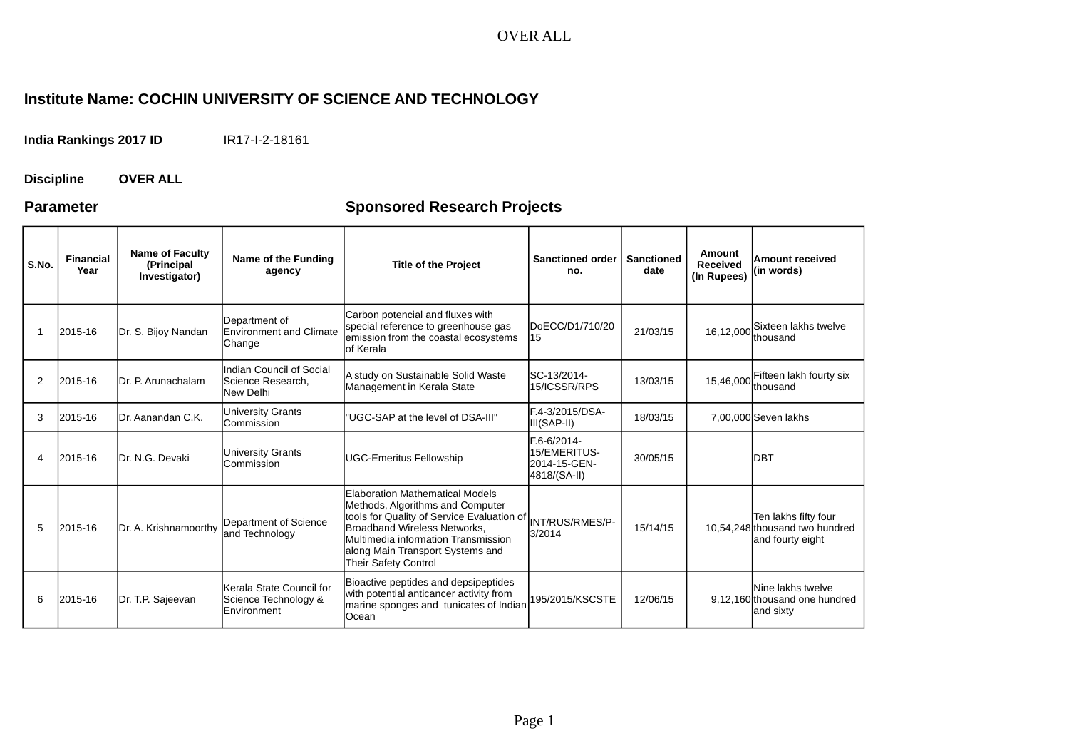OVER ALL

**Institute Name: COCHIN UNIVERSITY OF SCIENCE AND TECHNOLOGY**

**India Rankings 2017 ID** IR17-I-2-18161

**Discipline** **OVER ALL**

**Parameter** **Sponsored Research Projects**

| S.No. | Financial Year | Name of Faculty (Principal Investigator) | Name of the Funding agency | Title of the Project | Sanctioned order no. | Sanctioned date | Amount Received (In Rupees) | Amount received (in words) |
|---|---|---|---|---|---|---|---|---|
| 1 | 2015-16 | Dr. S. Bijoy Nandan | Department of Environment and Climate Change | Carbon potencial and fluxes with special reference to greenhouse gas emission from the coastal ecosystems of Kerala | DoECC/D1/710/2015 | 21/03/15 | 16,12,000 | Sixteen lakhs twelve thousand |
| 2 | 2015-16 | Dr. P. Arunachalam | Indian Council of Social Science Research, New Delhi | A study on Sustainable Solid Waste Management in Kerala State | SC-13/2014-15/ICSSR/RPS | 13/03/15 | 15,46,000 | Fifteen lakh fourty six thousand |
| 3 | 2015-16 | Dr. Aanandan C.K. | University Grants Commission | "UGC-SAP at the level of DSA-III" | F.4-3/2015/DSA-III(SAP-II) | 18/03/15 | 7,00,000 | Seven lakhs |
| 4 | 2015-16 | Dr. N.G. Devaki | University Grants Commission | UGC-Emeritus Fellowship | F.6-6/2014-15/EMERITUS-2014-15-GEN-4818/(SA-II) | 30/05/15 | | DBT |
| 5 | 2015-16 | Dr. A. Krishnamoorthy | Department of Science and Technology | Elaboration Mathematical Models Methods, Algorithms and Computer tools for Quality of Service Evaluation of Broadband Wireless Networks, Multimedia information Transmission along Main Transport Systems and Their Safety Control | INT/RUS/RMES/P-3/2014 | 15/14/15 | 10,54,248 | Ten lakhs fifty four thousand two hundred and fourty eight |
| 6 | 2015-16 | Dr. T.P. Sajeevan | Kerala State Council for Science Technology & Environment | Bioactive peptides and depsipeptides with potential anticancer activity from marine sponges and tunicates of Indian Ocean | 195/2015/KSCSTE | 12/06/15 | 9,12,160 | Nine lakhs twelve thousand one hundred and sixty |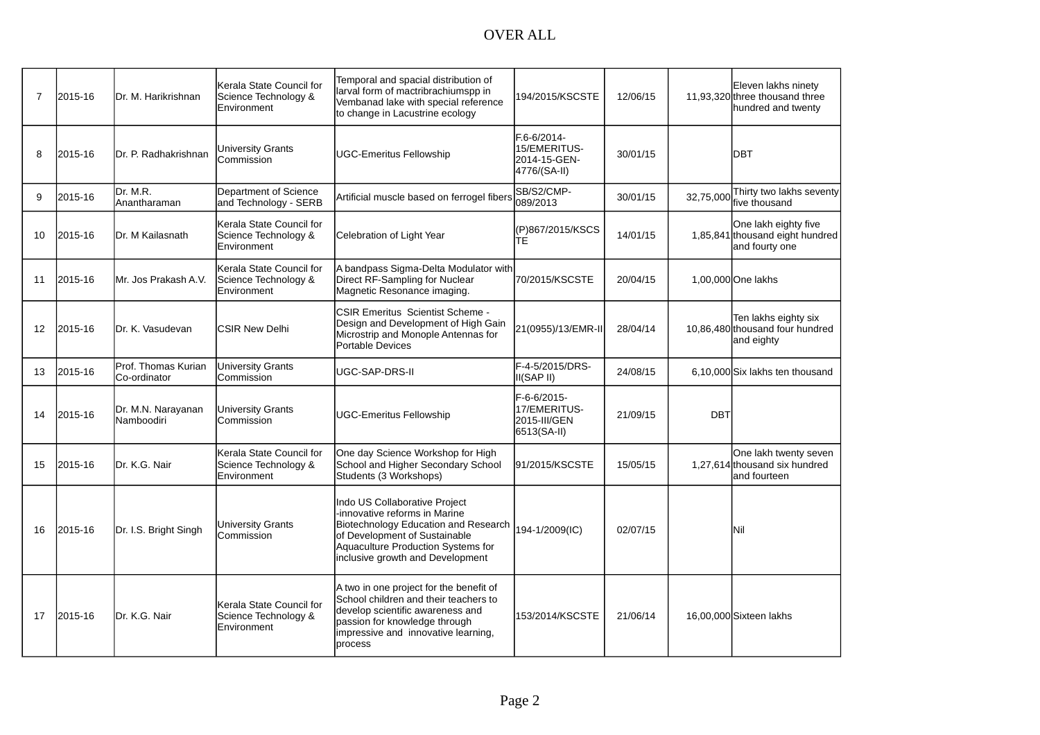OVER ALL

| | | | | | | | | |
|---|---|---|---|---|---|---|---|---|
| 7 | 2015-16 | Dr. M. Harikrishnan | Kerala State Council for Science Technology & Environment | Temporal and spacial distribution of larval form of mactribrachiumspp in Vembanad lake with special reference to change in Lacustrine ecology | 194/2015/KSCSTE | 12/06/15 | 11,93,320 | Eleven lakhs ninety three thousand three hundred and twenty |
| 8 | 2015-16 | Dr. P. Radhakrishnan | University Grants Commission | UGC-Emeritus Fellowship | F.6-6/2014-15/EMERITUS-2014-15-GEN-4776/(SA-II) | 30/01/15 | | DBT |
| 9 | 2015-16 | Dr. M.R. Anantharaman | Department of Science and Technology - SERB | Artificial muscle based on ferrogel fibers | SB/S2/CMP-089/2013 | 30/01/15 | 32,75,000 | Thirty two lakhs seventy five thousand |
| 10 | 2015-16 | Dr. M Kailasnath | Kerala State Council for Science Technology & Environment | Celebration of Light Year | (P)867/2015/KSCSTE | 14/01/15 | 1,85,841 | One lakh eighty five thousand eight hundred and fourty one |
| 11 | 2015-16 | Mr. Jos Prakash A.V. | Kerala State Council for Science Technology & Environment | A bandpass Sigma-Delta Modulator with Direct RF-Sampling for Nuclear Magnetic Resonance imaging. | 70/2015/KSCSTE | 20/04/15 | 1,00,000 | One lakhs |
| 12 | 2015-16 | Dr. K. Vasudevan | CSIR New Delhi | CSIR Emeritus Scientist Scheme - Design and Development of High Gain Microstrip and Monople Antennas for Portable Devices | 21(0955)/13/EMR-II | 28/04/14 | 10,86,480 | Ten lakhs eighty six thousand four hundred and eighty |
| 13 | 2015-16 | Prof. Thomas Kurian Co-ordinator | University Grants Commission | UGC-SAP-DRS-II | F-4-5/2015/DRS-II(SAP II) | 24/08/15 | 6,10,000 | Six lakhs ten thousand |
| 14 | 2015-16 | Dr. M.N. Narayanan Namboodiri | University Grants Commission | UGC-Emeritus Fellowship | F-6-6/2015-17/EMERITUS-2015-III/GEN 6513(SA-II) | 21/09/15 | DBT | |
| 15 | 2015-16 | Dr. K.G. Nair | Kerala State Council for Science Technology & Environment | One day Science Workshop for High School and Higher Secondary School Students (3 Workshops) | 91/2015/KSCSTE | 15/05/15 | 1,27,614 | One lakh twenty seven thousand six hundred and fourteen |
| 16 | 2015-16 | Dr. I.S. Bright Singh | University Grants Commission | Indo US Collaborative Project -innovative reforms in Marine Biotechnology Education and Research of Development of Sustainable Aquaculture Production Systems for inclusive growth and Development | 194-1/2009(IC) | 02/07/15 | | Nil |
| 17 | 2015-16 | Dr. K.G. Nair | Kerala State Council for Science Technology & Environment | A two in one project for the benefit of School children and their teachers to develop scientific awareness and passion for knowledge through impressive and innovative learning, process | 153/2014/KSCSTE | 21/06/14 | 16,00,000 | Sixteen lakhs |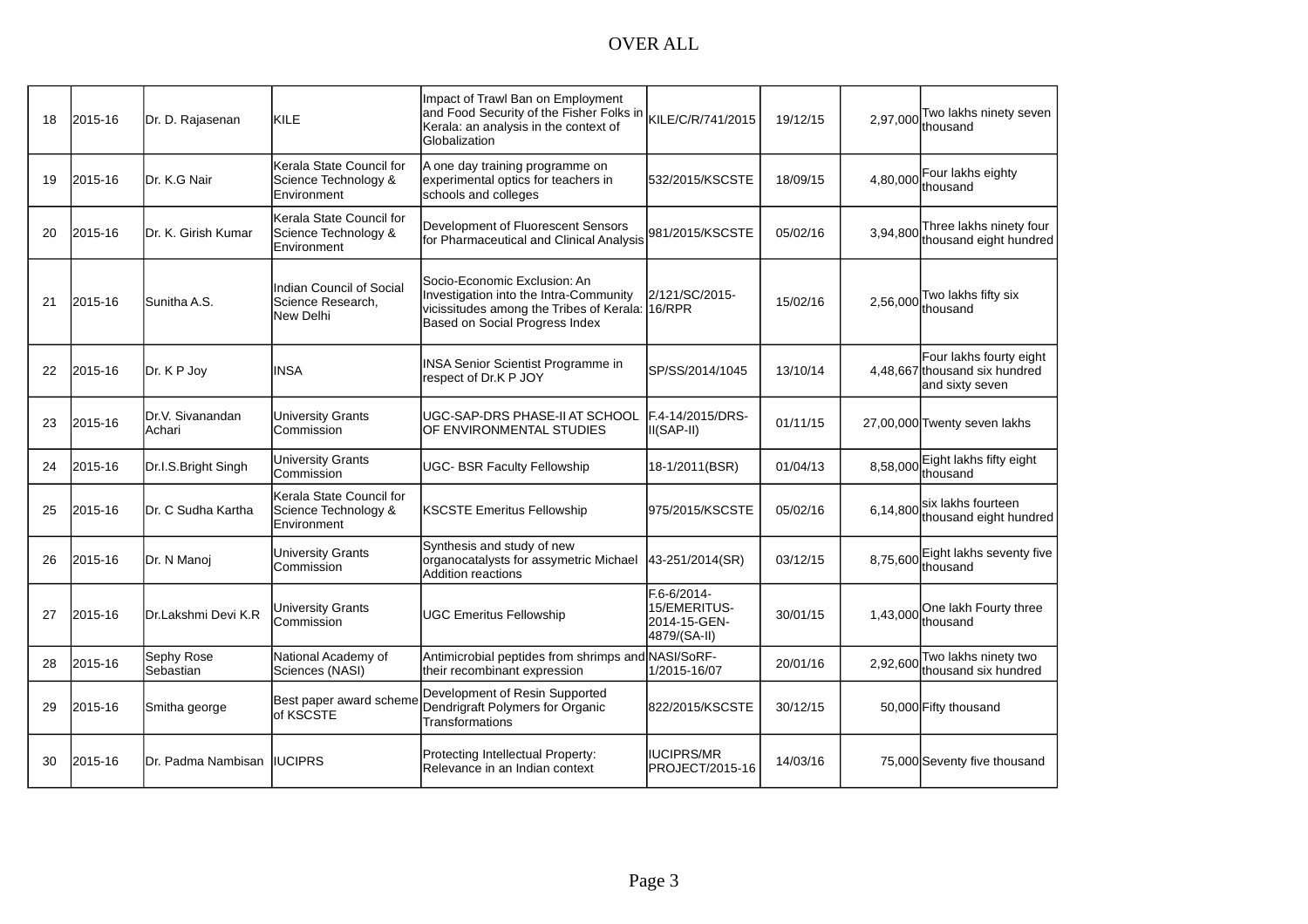OVER ALL

| 18 | 2015-16 | Dr. D. Rajasenan | KILE | Impact of Trawl Ban on Employment and Food Security of the Fisher Folks in Kerala: an analysis in the context of Globalization | KILE/C/R/741/2015 | 19/12/15 | 2,97,000 | Two lakhs ninety seven thousand |
|---|---|---|---|---|---|---|---|---|
| 19 | 2015-16 | Dr. K.G Nair | Kerala State Council for Science Technology & Environment | A one day training programme on experimental optics for teachers in schools and colleges | 532/2015/KSCSTE | 18/09/15 | 4,80,000 | Four lakhs eighty thousand |
| 20 | 2015-16 | Dr. K. Girish Kumar | Kerala State Council for Science Technology & Environment | Development of Fluorescent Sensors for Pharmaceutical and Clinical Analysis | 981/2015/KSCSTE | 05/02/16 | 3,94,800 | Three lakhs ninety four thousand eight hundred |
| 21 | 2015-16 | Sunitha A.S. | Indian Council of Social Science Research, New Delhi | Socio-Economic Exclusion: An Investigation into the Intra-Community vicissitudes among the Tribes of Kerala: Based on Social Progress Index | 2/121/SC/2015-16/RPR | 15/02/16 | 2,56,000 | Two lakhs fifty six thousand |
| 22 | 2015-16 | Dr. K P Joy | INSA | INSA Senior Scientist Programme in respect of Dr.K P JOY | SP/SS/2014/1045 | 13/10/14 | 4,48,667 | Four lakhs fourty eight thousand six hundred and sixty seven |
| 23 | 2015-16 | Dr.V. Sivanandan Achari | University Grants Commission | UGC-SAP-DRS PHASE-II AT SCHOOL OF ENVIRONMENTAL STUDIES | F.4-14/2015/DRS-II(SAP-II) | 01/11/15 | 27,00,000 | Twenty seven lakhs |
| 24 | 2015-16 | Dr.I.S.Bright Singh | University Grants Commission | UGC- BSR Faculty Fellowship | 18-1/2011(BSR) | 01/04/13 | 8,58,000 | Eight lakhs fifty eight thousand |
| 25 | 2015-16 | Dr. C Sudha Kartha | Kerala State Council for Science Technology & Environment | KSCSTE Emeritus Fellowship | 975/2015/KSCSTE | 05/02/16 | 6,14,800 | six lakhs fourteen thousand eight hundred |
| 26 | 2015-16 | Dr. N Manoj | University Grants Commission | Synthesis and study of new organocatalysts for assymetric Michael Addition reactions | 43-251/2014(SR) | 03/12/15 | 8,75,600 | Eight lakhs seventy five thousand |
| 27 | 2015-16 | Dr.Lakshmi Devi K.R | University Grants Commission | UGC Emeritus Fellowship | F.6-6/2014-15/EMERITUS-2014-15-GEN-4879/(SA-II) | 30/01/15 | 1,43,000 | One lakh Fourty three thousand |
| 28 | 2015-16 | Sephy Rose Sebastian | National Academy of Sciences (NASI) | Antimicrobial peptides from shrimps and their recombinant expression | NASI/SoRF-1/2015-16/07 | 20/01/16 | 2,92,600 | Two lakhs ninety two thousand six hundred |
| 29 | 2015-16 | Smitha george | Best paper award scheme of KSCSTE | Development of Resin Supported Dendrigraft Polymers for Organic Transformations | 822/2015/KSCSTE | 30/12/15 | 50,000 | Fifty thousand |
| 30 | 2015-16 | Dr. Padma Nambisan | IUCIPRS | Protecting Intellectual Property: Relevance in an Indian context | IUCIPRS/MR PROJECT/2015-16 | 14/03/16 | 75,000 | Seventy five thousand |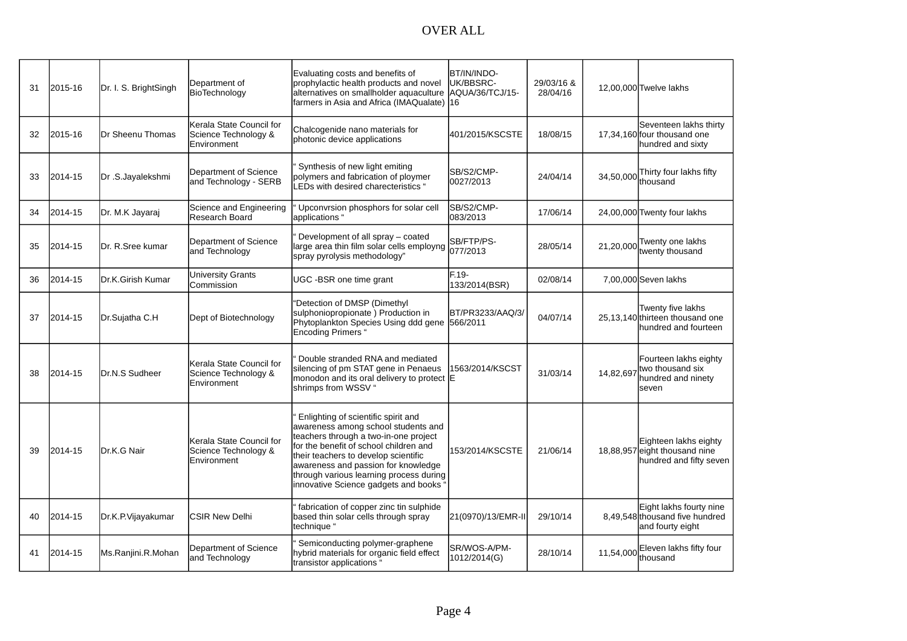# OVER ALL

| | | | | | | | | |
|---|---|---|---|---|---|---|---|---|
| 31 | 2015-16 | Dr. I. S. BrightSingh | Department of BioTechnology | Evaluating costs and benefits of prophylactic health products and novel alternatives on smallholder aquaculture farmers in Asia and Africa (IMAQualate) | BT/IN/INDO-UK/BBSRC-AQUA/36/TCJ/15-16 | 29/03/16 & 28/04/16 | 12,00,000 | Twelve lakhs |
| 32 | 2015-16 | Dr Sheenu Thomas | Kerala State Council for Science Technology & Environment | Chalcogenide nano materials for photonic device applications | 401/2015/KSCSTE | 18/08/15 | 17,34,160 | Seventeen lakhs thirty four thousand one hundred and sixty |
| 33 | 2014-15 | Dr .S.Jayalekshmi | Department of Science and Technology - SERB | " Synthesis of new light emiting polymers and fabrication of ploymer LEDs with desired charecteristics " | SB/S2/CMP-0027/2013 | 24/04/14 | 34,50,000 | Thirty four lakhs fifty thousand |
| 34 | 2014-15 | Dr. M.K Jayaraj | Science and Engineering Research Board | " Upconvrsion phosphors for solar cell applications " | SB/S2/CMP-083/2013 | 17/06/14 | 24,00,000 | Twenty four lakhs |
| 35 | 2014-15 | Dr. R.Sree kumar | Department of Science and Technology | " Development of all spray – coated large area thin film solar cells employng spray pyrolysis methodology" | SB/FTP/PS-077/2013 | 28/05/14 | 21,20,000 | Twenty one lakhs twenty thousand |
| 36 | 2014-15 | Dr.K.Girish Kumar | University Grants Commission | UGC -BSR one time grant | F.19-133/2014(BSR) | 02/08/14 | 7,00,000 | Seven lakhs |
| 37 | 2014-15 | Dr.Sujatha C.H | Dept of Biotechnology | "Detection of DMSP (Dimethyl sulphoniopropionate ) Production in Phytoplankton Species Using ddd gene Encoding Primers " | BT/PR3233/AAQ/3/566/2011 | 04/07/14 | 25,13,140 | Twenty five lakhs thirteen thousand one hundred and fourteen |
| 38 | 2014-15 | Dr.N.S Sudheer | Kerala State Council for Science Technology & Environment | " Double stranded RNA and mediated silencing of pm STAT gene in Penaeus monodon and its oral delivery to protect shrimps from WSSV " | 1563/2014/KSCSTE | 31/03/14 | 14,82,697 | Fourteen lakhs eighty two thousand six hundred and ninety seven |
| 39 | 2014-15 | Dr.K.G Nair | Kerala State Council for Science Technology & Environment | " Enlighting of scientific spirit and awareness among school students and teachers through a two-in-one project for the benefit of school children and their teachers to develop scientific awareness and passion for knowledge through various learning process during innovative Science gadgets and books " | 153/2014/KSCSTE | 21/06/14 | 18,88,957 | Eighteen lakhs eighty eight thousand nine hundred and fifty seven |
| 40 | 2014-15 | Dr.K.P.Vijayakumar | CSIR New Delhi | " fabrication of copper zinc tin sulphide based thin solar cells through spray technique " | 21(0970)/13/EMR-II | 29/10/14 | 8,49,548 | Eight lakhs fourty nine thousand five hundred and fourty eight |
| 41 | 2014-15 | Ms.Ranjini.R.Mohan | Department of Science and Technology | " Semiconducting polymer-graphene hybrid materials for organic field effect transistor applications " | SR/WOS-A/PM-1012/2014(G) | 28/10/14 | 11,54,000 | Eleven lakhs fifty four thousand |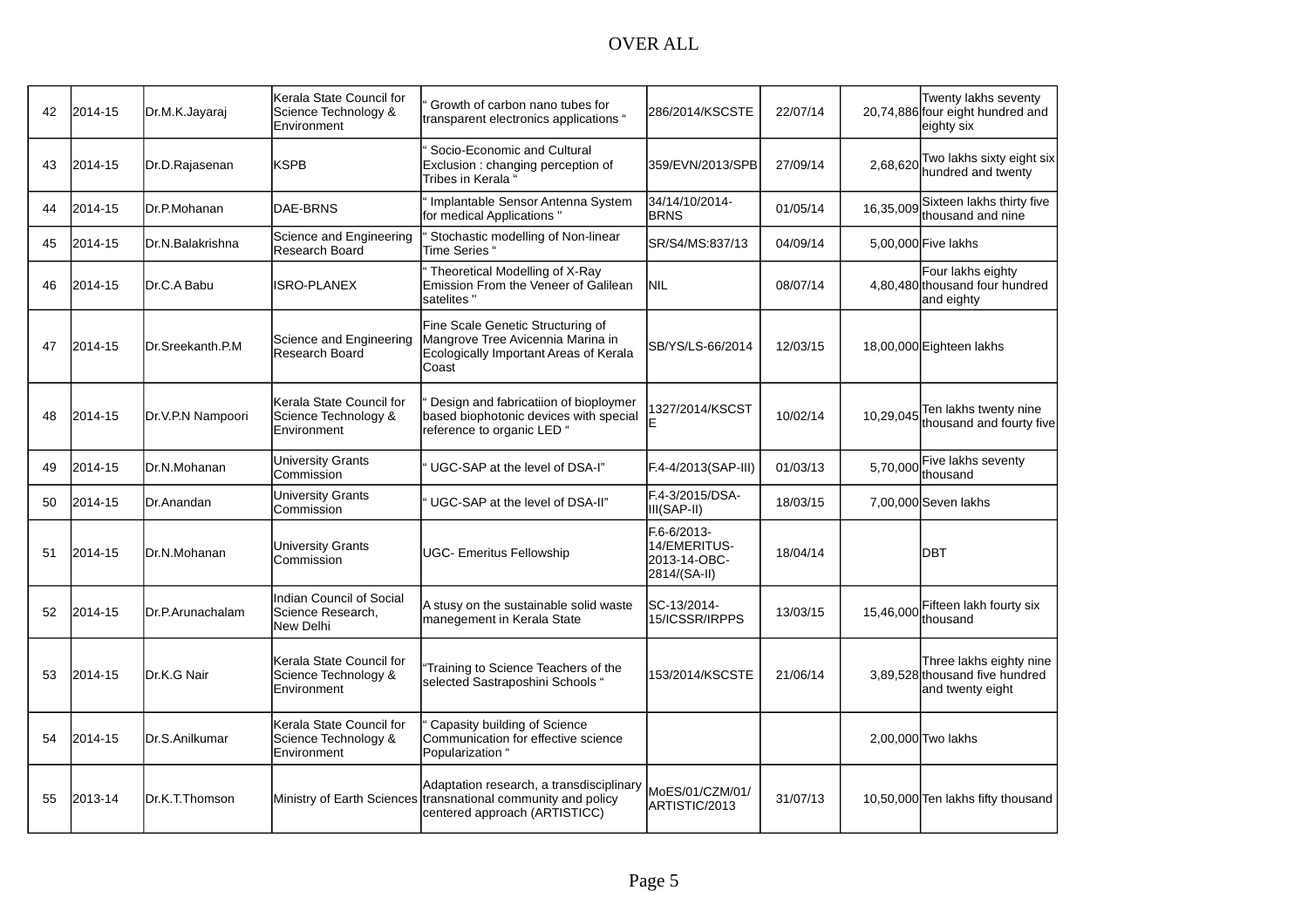OVER ALL

| | | | | | | | | |
|---|---|---|---|---|---|---|---|---|
| 42 | 2014-15 | Dr.M.K.Jayaraj | Kerala State Council for Science Technology & Environment | " Growth of carbon nano tubes for transparent electronics applications " | 286/2014/KSCSTE | 22/07/14 | 20,74,886 | Twenty lakhs seventy four eight hundred and eighty six |
| 43 | 2014-15 | Dr.D.Rajasenan | KSPB | " Socio-Economic and Cultural Exclusion : changing perception of Tribes in Kerala " | 359/EVN/2013/SPB | 27/09/14 | 2,68,620 | Two lakhs sixty eight six hundred and twenty |
| 44 | 2014-15 | Dr.P.Mohanan | DAE-BRNS | " Implantable Sensor Antenna System for medical Applications " | 34/14/10/2014-BRNS | 01/05/14 | 16,35,009 | Sixteen lakhs thirty five thousand and nine |
| 45 | 2014-15 | Dr.N.Balakrishna | Science and Engineering Research Board | " Stochastic modelling of Non-linear Time Series " | SR/S4/MS:837/13 | 04/09/14 | 5,00,000 | Five lakhs |
| 46 | 2014-15 | Dr.C.A Babu | ISRO-PLANEX | " Theoretical Modelling of X-Ray Emission From the Veneer of Galilean satelites " | NIL | 08/07/14 | 4,80,480 | Four lakhs eighty thousand four hundred and eighty |
| 47 | 2014-15 | Dr.Sreekanth.P.M | Science and Engineering Research Board | Fine Scale Genetic Structuring of Mangrove Tree Avicennia Marina in Ecologically Important Areas of Kerala Coast | SB/YS/LS-66/2014 | 12/03/15 | 18,00,000 | Eighteen lakhs |
| 48 | 2014-15 | Dr.V.P.N Nampoori | Kerala State Council for Science Technology & Environment | " Design and fabricatiion of bioploymer based biophotonic devices with special reference to organic LED " | 1327/2014/KSCSTE | 10/02/14 | 10,29,045 | Ten lakhs twenty nine thousand and fourty five |
| 49 | 2014-15 | Dr.N.Mohanan | University Grants Commission | " UGC-SAP at the level of DSA-I" | F.4-4/2013(SAP-III) | 01/03/13 | 5,70,000 | Five lakhs seventy thousand |
| 50 | 2014-15 | Dr.Anandan | University Grants Commission | " UGC-SAP at the level of DSA-II" | F.4-3/2015/DSA-III(SAP-II) | 18/03/15 | 7,00,000 | Seven lakhs |
| 51 | 2014-15 | Dr.N.Mohanan | University Grants Commission | UGC- Emeritus Fellowship | F.6-6/2013-14/EMERITUS-2013-14-OBC-2814/(SA-II) | 18/04/14 | | DBT |
| 52 | 2014-15 | Dr.P.Arunachalam | Indian Council of Social Science Research, New Delhi | A stusy on the sustainable solid waste manegement in Kerala State | SC-13/2014-15/ICSSR/IRPPS | 13/03/15 | 15,46,000 | Fifteen lakh fourty six thousand |
| 53 | 2014-15 | Dr.K.G Nair | Kerala State Council for Science Technology & Environment | "Training to Science Teachers of the selected Sastraposhini Schools " | 153/2014/KSCSTE | 21/06/14 | 3,89,528 | Three lakhs eighty nine thousand five hundred and twenty eight |
| 54 | 2014-15 | Dr.S.Anilkumar | Kerala State Council for Science Technology & Environment | " Capasity building of Science Communication for effective science Popularization " | | | 2,00,000 | Two lakhs |
| 55 | 2013-14 | Dr.K.T.Thomson | Ministry of Earth Sciences | Adaptation research, a transdisciplinary transnational community and policy centered approach (ARTISTICC) | MoES/01/CZM/01/ARTISTIC/2013 | 31/07/13 | 10,50,000 | Ten lakhs fifty thousand |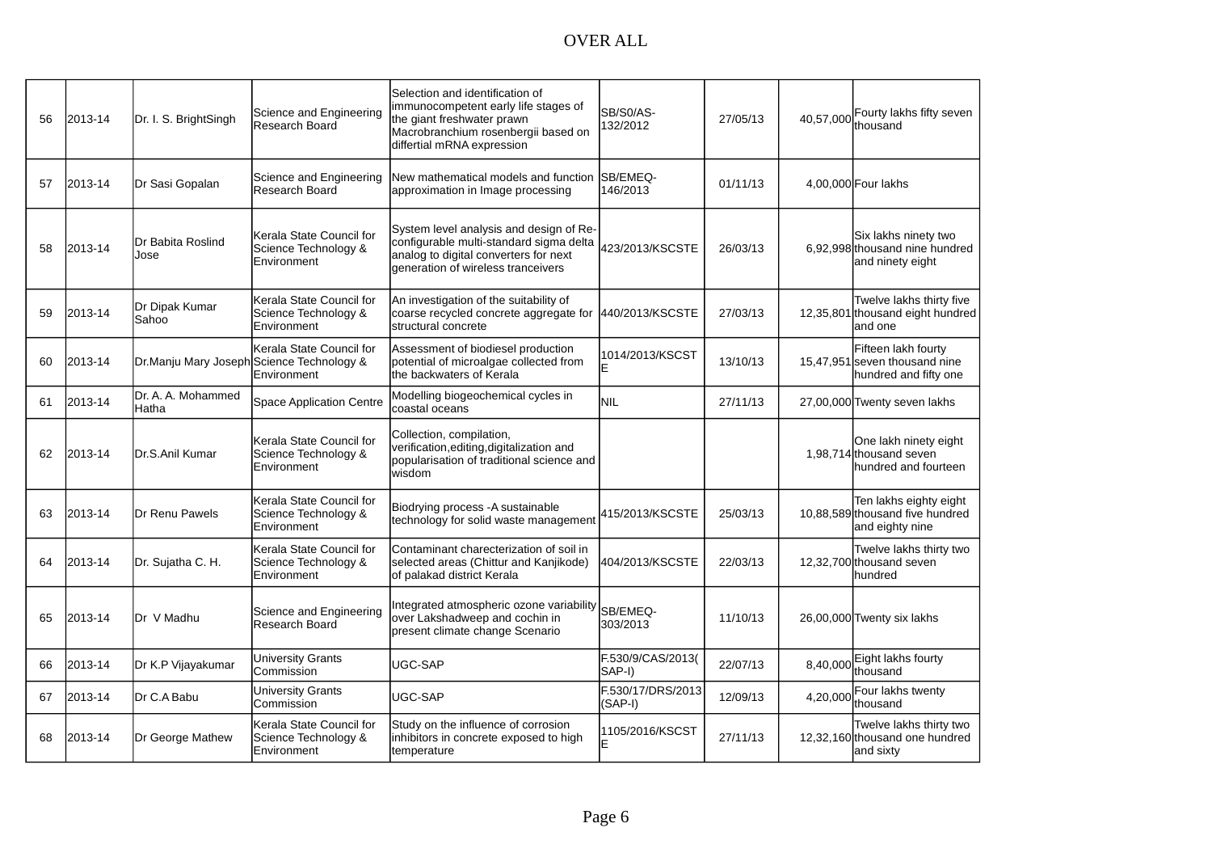OVER ALL

| | | | | | | | | |
|---|---|---|---|---|---|---|---|---|
| 56 | 2013-14 | Dr. I. S. BrightSingh | Science and Engineering Research Board | Selection and identification of immunocompetent early life stages of the giant freshwater prawn Macrobranchium rosenbergii based on differtial mRNA expression | SB/S0/AS-132/2012 | 27/05/13 | 40,57,000 | Fourty lakhs fifty seven thousand |
| 57 | 2013-14 | Dr Sasi Gopalan | Science and Engineering Research Board | New mathematical models and function approximation in Image processing | SB/EMEQ-146/2013 | 01/11/13 | 4,00,000 | Four lakhs |
| 58 | 2013-14 | Dr Babita Roslind Jose | Kerala State Council for Science Technology & Environment | System level analysis and design of Re-configurable multi-standard sigma delta analog to digital converters for next generation of wireless tranceivers | 423/2013/KSCSTE | 26/03/13 | 6,92,998 | Six lakhs ninety two thousand nine hundred and ninety eight |
| 59 | 2013-14 | Dr Dipak Kumar Sahoo | Kerala State Council for Science Technology & Environment | An investigation of the suitability of coarse recycled concrete aggregate for structural concrete | 440/2013/KSCSTE | 27/03/13 | 12,35,801 | Twelve lakhs thirty five thousand eight hundred and one |
| 60 | 2013-14 | Dr.Manju Mary Joseph | Kerala State Council for Science Technology & Environment | Assessment of biodiesel production potential of microalgae collected from the backwaters of Kerala | 1014/2013/KSCSTE | 13/10/13 | 15,47,951 | Fifteen lakh fourty seven thousand nine hundred and fifty one |
| 61 | 2013-14 | Dr. A. A. Mohammed Hatha | Space Application Centre | Modelling biogeochemical cycles in coastal oceans | NIL | 27/11/13 | 27,00,000 | Twenty seven lakhs |
| 62 | 2013-14 | Dr.S.Anil Kumar | Kerala State Council for Science Technology & Environment | Collection, compilation, verification,editing,digitalization and popularisation of traditional science and wisdom | | | 1,98,714 | One lakh ninety eight thousand seven hundred and fourteen |
| 63 | 2013-14 | Dr Renu Pawels | Kerala State Council for Science Technology & Environment | Biodrying process -A sustainable technology for solid waste management | 415/2013/KSCSTE | 25/03/13 | 10,88,589 | Ten lakhs eighty eight thousand five hundred and eighty nine |
| 64 | 2013-14 | Dr. Sujatha C. H. | Kerala State Council for Science Technology & Environment | Contaminant charecterization of soil in selected areas (Chittur and Kanjikode) of palakad district Kerala | 404/2013/KSCSTE | 22/03/13 | 12,32,700 | Twelve lakhs thirty two thousand seven hundred |
| 65 | 2013-14 | Dr V Madhu | Science and Engineering Research Board | Integrated atmospheric ozone variability over Lakshadweep and cochin in present climate change Scenario | SB/EMEQ-303/2013 | 11/10/13 | 26,00,000 | Twenty six lakhs |
| 66 | 2013-14 | Dr K.P Vijayakumar | University Grants Commission | UGC-SAP | F.530/9/CAS/2013(SAP-I) | 22/07/13 | 8,40,000 | Eight lakhs fourty thousand |
| 67 | 2013-14 | Dr C.A Babu | University Grants Commission | UGC-SAP | F.530/17/DRS/2013(SAP-I) | 12/09/13 | 4,20,000 | Four lakhs twenty thousand |
| 68 | 2013-14 | Dr George Mathew | Kerala State Council for Science Technology & Environment | Study on the influence of corrosion inhibitors in concrete exposed to high temperature | 1105/2016/KSCSTE | 27/11/13 | 12,32,160 | Twelve lakhs thirty two thousand one hundred and sixty |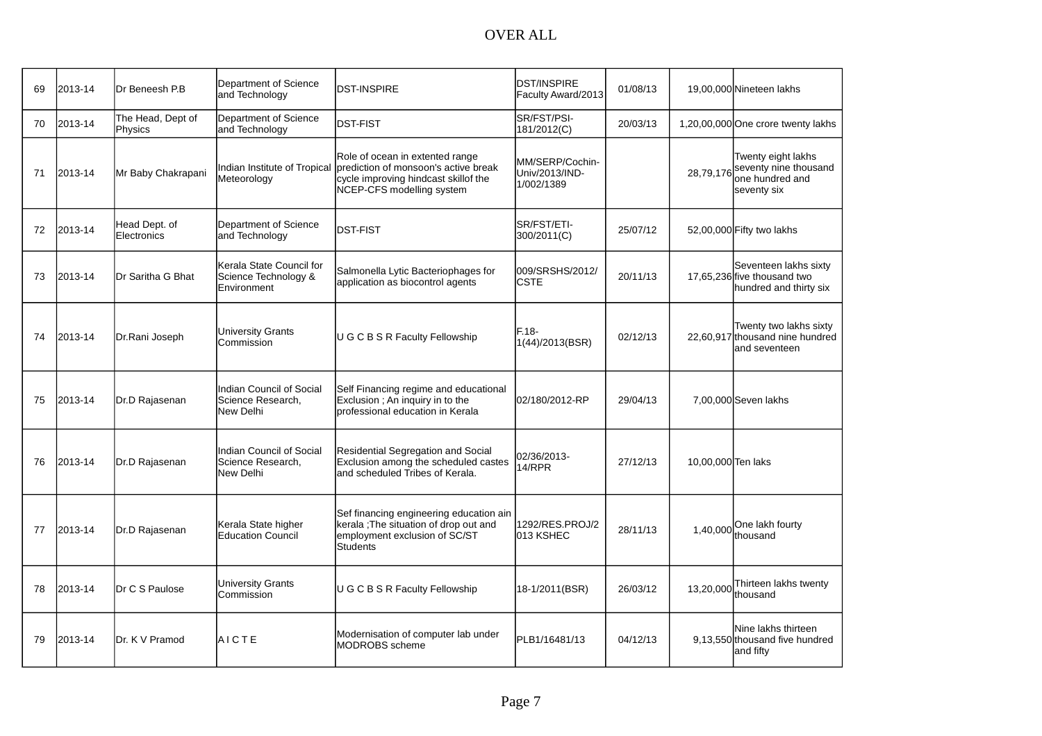# OVER ALL

| | | | | | | | | |
|---|---|---|---|---|---|---|---|---|
| 69 | 2013-14 | Dr Beneesh P.B | Department of Science and Technology | DST-INSPIRE | DST/INSPIRE Faculty Award/2013 | 01/08/13 | 19,00,000 | Nineteen lakhs |
| 70 | 2013-14 | The Head, Dept of Physics | Department of Science and Technology | DST-FIST | SR/FST/PSI-181/2012(C) | 20/03/13 | 1,20,00,000 | One crore twenty lakhs |
| 71 | 2013-14 | Mr Baby Chakrapani | Indian Institute of Tropical Meteorology | Role of ocean in extented range prediction of monsoon's active break cycle improving hindcast skillof the NCEP-CFS modelling system | MM/SERP/Cochin-Univ/2013/IND-1/002/1389 | | 28,79,176 | Twenty eight lakhs seventy nine thousand one hundred and seventy six |
| 72 | 2013-14 | Head Dept. of Electronics | Department of Science and Technology | DST-FIST | SR/FST/ETI-300/2011(C) | 25/07/12 | 52,00,000 | Fifty two lakhs |
| 73 | 2013-14 | Dr Saritha G Bhat | Kerala State Council for Science Technology & Environment | Salmonella Lytic Bacteriophages for application as biocontrol agents | 009/SRSHS/2012/CSTE | 20/11/13 | 17,65,236 | Seventeen lakhs sixty five thousand two hundred and thirty six |
| 74 | 2013-14 | Dr.Rani Joseph | University Grants Commission | U G C B S R Faculty Fellowship | F.18-1(44)/2013(BSR) | 02/12/13 | 22,60,917 | Twenty two lakhs sixty thousand nine hundred and seventeen |
| 75 | 2013-14 | Dr.D Rajasenan | Indian Council of Social Science Research, New Delhi | Self Financing regime and educational Exclusion ; An inquiry in to the professional education in Kerala | 02/180/2012-RP | 29/04/13 | 7,00,000 | Seven lakhs |
| 76 | 2013-14 | Dr.D Rajasenan | Indian Council of Social Science Research, New Delhi | Residential Segregation and Social Exclusion among the scheduled castes and scheduled Tribes of Kerala. | 02/36/2013-14/RPR | 27/12/13 | 10,00,000 | Ten laks |
| 77 | 2013-14 | Dr.D Rajasenan | Kerala State higher Education Council | Sef financing engineering education ain kerala ;The situation of drop out and employment exclusion of SC/ST Students | 1292/RES.PROJ/2013 KSHEC | 28/11/13 | 1,40,000 | One lakh fourty thousand |
| 78 | 2013-14 | Dr C S Paulose | University Grants Commission | U G C B S R Faculty Fellowship | 18-1/2011(BSR) | 26/03/12 | 13,20,000 | Thirteen lakhs twenty thousand |
| 79 | 2013-14 | Dr. K V Pramod | A I C T E | Modernisation of computer lab under MODROBS scheme | PLB1/16481/13 | 04/12/13 | 9,13,550 | Nine lakhs thirteen thousand five hundred and fifty |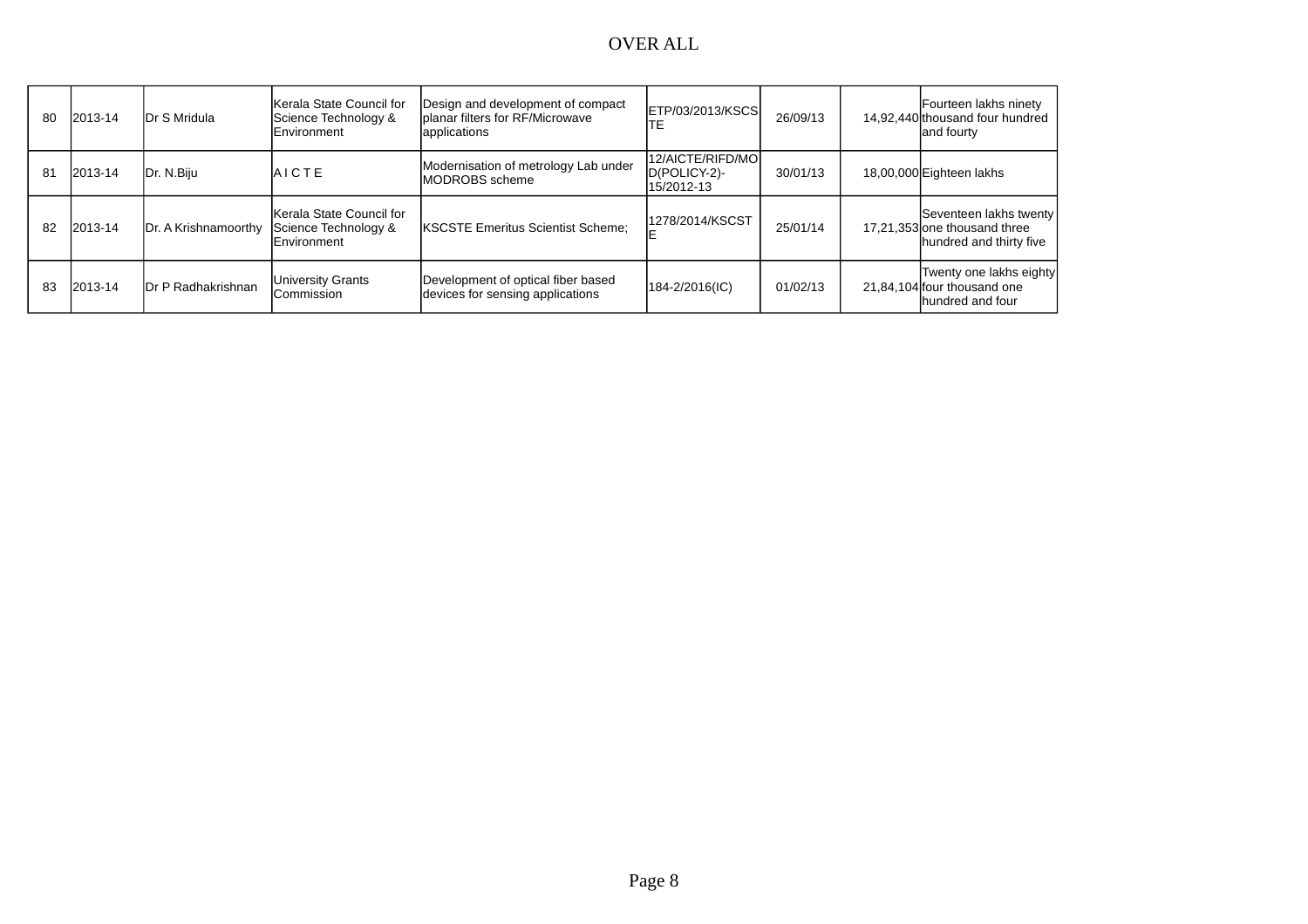OVER ALL

| | | | | | | | | |
|---|---|---|---|---|---|---|---|---|
| 80 | 2013-14 | Dr S Mridula | Kerala State Council for Science Technology & Environment | Design and development of compact planar filters for RF/Microwave applications | ETP/03/2013/KSCSTE | 26/09/13 | 14,92,440 | Fourteen lakhs ninety thousand four hundred and fourty |
| 81 | 2013-14 | Dr. N.Biju | A I C T E | Modernisation of metrology Lab under MODROBS scheme | 12/AICTE/RIFD/MOD(POLICY-2)-15/2012-13 | 30/01/13 | 18,00,000 | Eighteen lakhs |
| 82 | 2013-14 | Dr. A Krishnamoorthy | Kerala State Council for Science Technology & Environment | KSCSTE Emeritus Scientist Scheme; | 1278/2014/KSCSTE | 25/01/14 | 17,21,353 | Seventeen lakhs twenty one thousand three hundred and thirty five |
| 83 | 2013-14 | Dr P Radhakrishnan | University Grants Commission | Development of optical fiber based devices for sensing applications | 184-2/2016(IC) | 01/02/13 | 21,84,104 | Twenty one lakhs eighty four thousand one hundred and four |